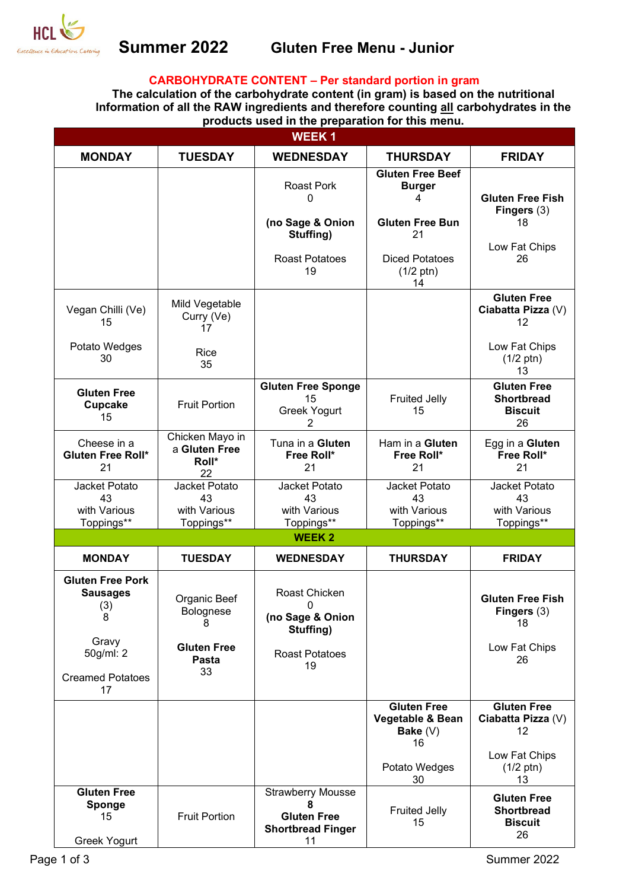# Summer 2022 Gluten Free Menu - Junior

**CARBOHYDRATE CONTENT – Per standard portion in gram**

**The calculation of the carbohydrate content (in gram) is based on the nutritional Information of all the RAW ingredients and therefore counting all carbohydrates in the products used in the preparation for this menu.**

| **WEEK 1** | | | | |
|---|---|---|---|---|
| **MONDAY** | **TUESDAY** | **WEDNESDAY** | **THURSDAY** | **FRIDAY** |
| | | Roast Pork<br>0<br><br>**(no Sage & Onion Stuffing)**<br><br>Roast Potatoes<br>19 | **Gluten Free Beef Burger**<br>4<br><br>**Gluten Free Bun**<br>21<br><br>Diced Potatoes<br>(1/2 ptn)<br>14 | **Gluten Free Fish Fingers** (3)<br>18<br><br>Low Fat Chips<br>26 |
| Vegan Chilli (Ve)<br>15<br><br>Potato Wedges<br>30 | Mild Vegetable Curry (Ve)<br>17<br><br>Rice<br>35 | | | **Gluten Free Ciabatta Pizza** (V)<br>12<br><br>Low Fat Chips<br>(1/2 ptn)<br>13 |
| **Gluten Free Cupcake**<br>15 | Fruit Portion | **Gluten Free Sponge**<br>15<br>Greek Yogurt<br>2 | Fruited Jelly<br>15 | **Gluten Free Shortbread Biscuit**<br>26 |
| Cheese in a **Gluten Free Roll***<br>21 | Chicken Mayo in a **Gluten Free Roll***<br>22 | Tuna in a **Gluten Free Roll***<br>21 | Ham in a **Gluten Free Roll***<br>21 | Egg in a **Gluten Free Roll***<br>21 |
| Jacket Potato<br>43<br>with Various Toppings** | Jacket Potato<br>43<br>with Various Toppings** | Jacket Potato<br>43<br>with Various Toppings** | Jacket Potato<br>43<br>with Various Toppings** | Jacket Potato<br>43<br>with Various Toppings** |

| **WEEK 2** | | | | |
|---|---|---|---|---|
| **MONDAY** | **TUESDAY** | **WEDNESDAY** | **THURSDAY** | **FRIDAY** |
| **Gluten Free Pork Sausages**<br>(3)<br>8<br><br>Gravy<br>50g/ml: 2<br><br>Creamed Potatoes<br>17 | Organic Beef Bolognese<br>8<br><br>**Gluten Free Pasta**<br>33 | Roast Chicken<br>0<br>**(no Sage & Onion Stuffing)**<br><br>Roast Potatoes<br>19 | | **Gluten Free Fish Fingers** (3)<br>18<br><br>Low Fat Chips<br>26 |
| | | | **Gluten Free Vegetable & Bean Bake** (V)<br>16<br><br>Potato Wedges<br>30 | **Gluten Free Ciabatta Pizza** (V)<br>12<br><br>Low Fat Chips<br>(1/2 ptn)<br>13 |
| **Gluten Free Sponge**<br>15<br><br>Greek Yogurt | Fruit Portion | Strawberry Mousse<br>**8**<br>**Gluten Free Shortbread Finger**<br>11 | Fruited Jelly<br>15 | **Gluten Free Shortbread Biscuit**<br>26 |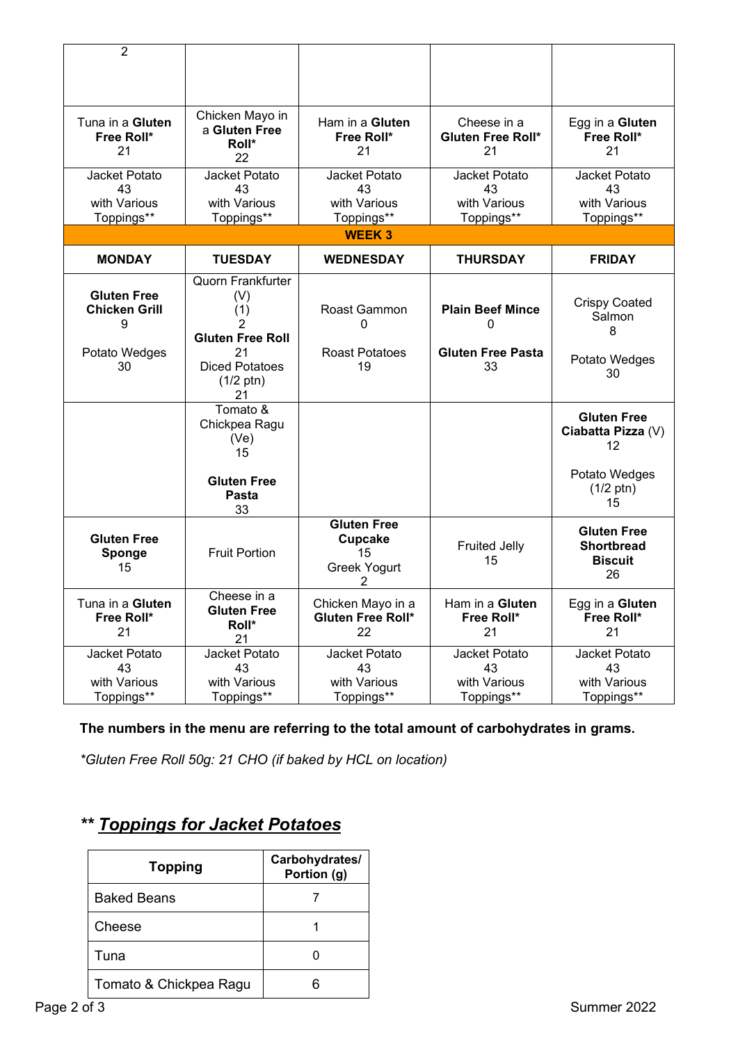| | | | | |
|---|---|---|---|---|
| 2 | | | | |
| Tuna in a **Gluten Free Roll***<br>21 | Chicken Mayo in a **Gluten Free Roll***<br>22 | Ham in a **Gluten Free Roll***<br>21 | Cheese in a **Gluten Free Roll***<br>21 | Egg in a **Gluten Free Roll***<br>21 |
| Jacket Potato<br>43<br>with Various Toppings** | Jacket Potato<br>43<br>with Various Toppings** | Jacket Potato<br>43<br>with Various Toppings** | Jacket Potato<br>43<br>with Various Toppings** | Jacket Potato<br>43<br>with Various Toppings** |

**WEEK 3**

| MONDAY | TUESDAY | WEDNESDAY | THURSDAY | FRIDAY |
|---|---|---|---|---|
| **Gluten Free Chicken Grill**<br>9<br><br>Potato Wedges<br>30 | Quorn Frankfurter<br>(V)<br>(1)<br>2<br>**Gluten Free Roll**<br>21<br>Diced Potatoes<br>(1/2 ptn)<br>21 | Roast Gammon<br>0<br><br>Roast Potatoes<br>19 | **Plain Beef Mince**<br>0<br><br>**Gluten Free Pasta**<br>33 | Crispy Coated Salmon<br>8<br><br>Potato Wedges<br>30 |
| | Tomato & Chickpea Ragu<br>(Ve)<br>15<br><br>**Gluten Free Pasta**<br>33 | | | **Gluten Free Ciabatta Pizza** (V)<br>12<br><br>Potato Wedges<br>(1/2 ptn)<br>15 |
| **Gluten Free Sponge**<br>15 | Fruit Portion | **Gluten Free Cupcake**<br>15<br>Greek Yogurt<br>2 | Fruited Jelly<br>15 | **Gluten Free Shortbread Biscuit**<br>26 |
| Tuna in a **Gluten Free Roll***<br>21 | Cheese in a **Gluten Free Roll***<br>21 | Chicken Mayo in a **Gluten Free Roll***<br>22 | Ham in a **Gluten Free Roll***<br>21 | Egg in a **Gluten Free Roll***<br>21 |
| Jacket Potato<br>43<br>with Various Toppings** | Jacket Potato<br>43<br>with Various Toppings** | Jacket Potato<br>43<br>with Various Toppings** | Jacket Potato<br>43<br>with Various Toppings** | Jacket Potato<br>43<br>with Various Toppings** |

**The numbers in the menu are referring to the total amount of carbohydrates in grams.**

**Gluten Free Roll 50g: 21 CHO (if baked by HCL on location)*

## ** *Toppings for Jacket Potatoes*

| Topping | Carbohydrates/ Portion (g) |
|---|---|
| Baked Beans | 7 |
| Cheese | 1 |
| Tuna | 0 |
| Tomato & Chickpea Ragu | 6 |

Summer 2022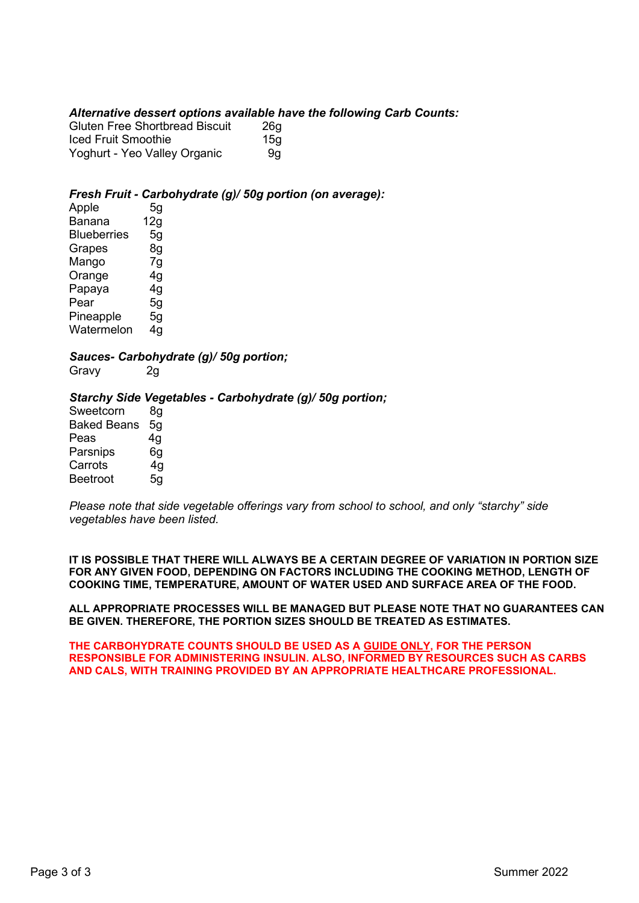***Alternative dessert options available have the following Carb Counts:***

| | |
|---|---|
| Gluten Free Shortbread Biscuit | 26g |
| Iced Fruit Smoothie | 15g |
| Yoghurt - Yeo Valley Organic | 9g |

***Fresh Fruit - Carbohydrate (g)/ 50g portion (on average):***

| | |
|---|---|
| Apple | 5g |
| Banana | 12g |
| Blueberries | 5g |
| Grapes | 8g |
| Mango | 7g |
| Orange | 4g |
| Papaya | 4g |
| Pear | 5g |
| Pineapple | 5g |
| Watermelon | 4g |

***Sauces- Carbohydrate (g)/ 50g portion;***

| | |
|---|---|
| Gravy | 2g |

***Starchy Side Vegetables - Carbohydrate (g)/ 50g portion;***

| | |
|---|---|
| Sweetcorn | 8g |
| Baked Beans | 5g |
| Peas | 4g |
| Parsnips | 6g |
| Carrots | 4g |
| Beetroot | 5g |

*Please note that side vegetable offerings vary from school to school, and only "starchy" side vegetables have been listed.*

**IT IS POSSIBLE THAT THERE WILL ALWAYS BE A CERTAIN DEGREE OF VARIATION IN PORTION SIZE FOR ANY GIVEN FOOD, DEPENDING ON FACTORS INCLUDING THE COOKING METHOD, LENGTH OF COOKING TIME, TEMPERATURE, AMOUNT OF WATER USED AND SURFACE AREA OF THE FOOD.**

**ALL APPROPRIATE PROCESSES WILL BE MANAGED BUT PLEASE NOTE THAT NO GUARANTEES CAN BE GIVEN. THEREFORE, THE PORTION SIZES SHOULD BE TREATED AS ESTIMATES.**

**THE CARBOHYDRATE COUNTS SHOULD BE USED AS A GUIDE ONLY, FOR THE PERSON RESPONSIBLE FOR ADMINISTERING INSULIN. ALSO, INFORMED BY RESOURCES SUCH AS CARBS AND CALS, WITH TRAINING PROVIDED BY AN APPROPRIATE HEALTHCARE PROFESSIONAL.**

Summer 2022